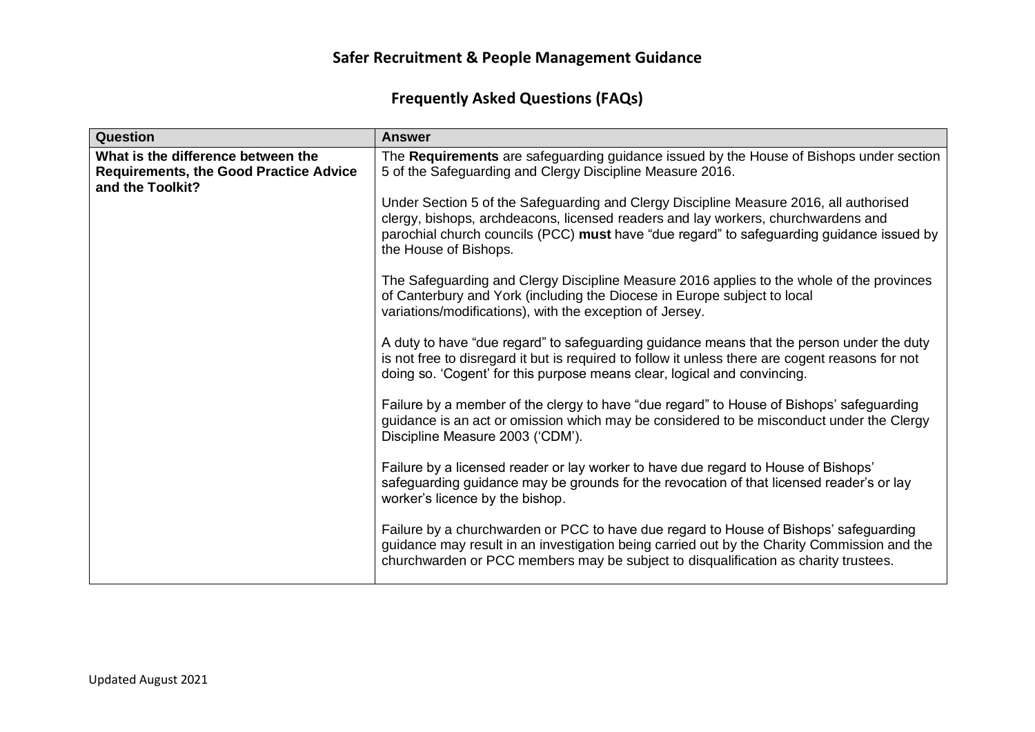# Safer Recruitment & People Management Guidance

## Frequently Asked Questions (FAQs)

| Question | Answer |
|---|---|
| **What is the difference between the Requirements, the Good Practice Advice and the Toolkit?** | The **Requirements** are safeguarding guidance issued by the House of Bishops under section 5 of the Safeguarding and Clergy Discipline Measure 2016.<br><br>Under Section 5 of the Safeguarding and Clergy Discipline Measure 2016, all authorised clergy, bishops, archdeacons, licensed readers and lay workers, churchwardens and parochial church councils (PCC) **must** have "due regard" to safeguarding guidance issued by the House of Bishops.<br><br>The Safeguarding and Clergy Discipline Measure 2016 applies to the whole of the provinces of Canterbury and York (including the Diocese in Europe subject to local variations/modifications), with the exception of Jersey.<br><br>A duty to have "due regard" to safeguarding guidance means that the person under the duty is not free to disregard it but is required to follow it unless there are cogent reasons for not doing so. 'Cogent' for this purpose means clear, logical and convincing.<br><br>Failure by a member of the clergy to have "due regard" to House of Bishops' safeguarding guidance is an act or omission which may be considered to be misconduct under the Clergy Discipline Measure 2003 ('CDM').<br><br>Failure by a licensed reader or lay worker to have due regard to House of Bishops' safeguarding guidance may be grounds for the revocation of that licensed reader's or lay worker's licence by the bishop.<br><br>Failure by a churchwarden or PCC to have due regard to House of Bishops' safeguarding guidance may result in an investigation being carried out by the Charity Commission and the churchwarden or PCC members may be subject to disqualification as charity trustees. |

Updated August 2021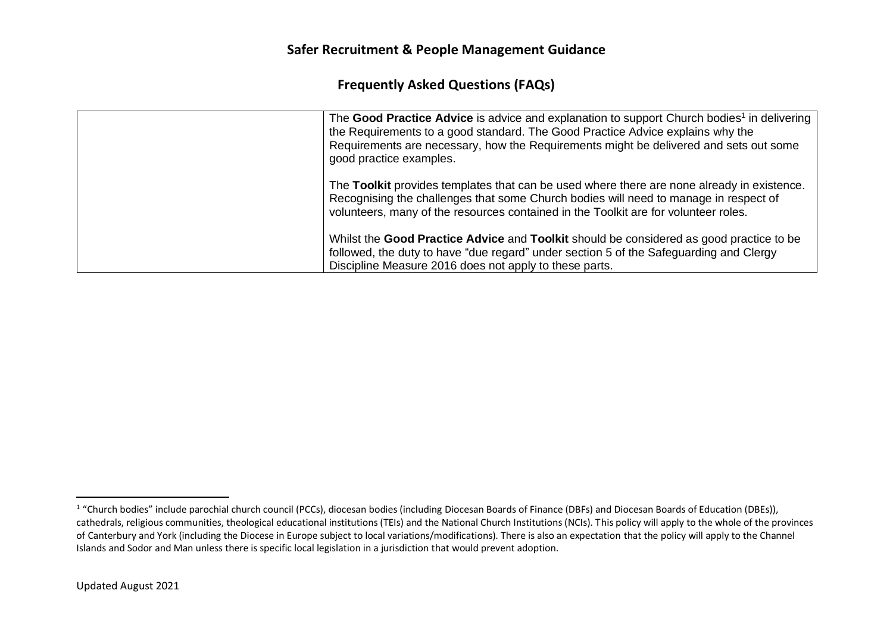## Safer Recruitment & People Management Guidance

## Frequently Asked Questions (FAQs)

| | |
|---|---|
| | The **Good Practice Advice** is advice and explanation to support Church bodies[1] in delivering the Requirements to a good standard. The Good Practice Advice explains why the Requirements are necessary, how the Requirements might be delivered and sets out some good practice examples.<br><br>The **Toolkit** provides templates that can be used where there are none already in existence. Recognising the challenges that some Church bodies will need to manage in respect of volunteers, many of the resources contained in the Toolkit are for volunteer roles.<br><br>Whilst the **Good Practice Advice** and **Toolkit** should be considered as good practice to be followed, the duty to have "due regard" under section 5 of the Safeguarding and Clergy Discipline Measure 2016 does not apply to these parts. |

[1] "Church bodies" include parochial church council (PCCs), diocesan bodies (including Diocesan Boards of Finance (DBFs) and Diocesan Boards of Education (DBEs)), cathedrals, religious communities, theological educational institutions (TEIs) and the National Church Institutions (NCIs). This policy will apply to the whole of the provinces of Canterbury and York (including the Diocese in Europe subject to local variations/modifications). There is also an expectation that the policy will apply to the Channel Islands and Sodor and Man unless there is specific local legislation in a jurisdiction that would prevent adoption.

Updated August 2021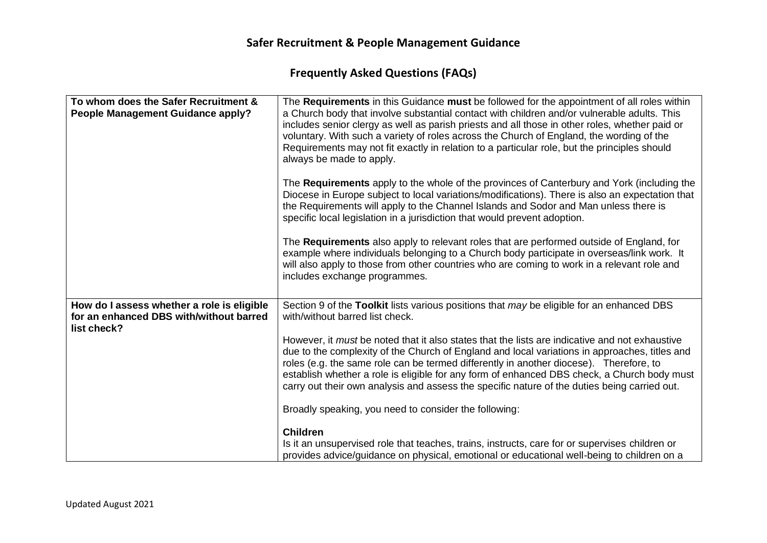## Safer Recruitment & People Management Guidance

### Frequently Asked Questions (FAQs)

| | |
|---|---|
| **To whom does the Safer Recruitment & People Management Guidance apply?** | The **Requirements** in this Guidance **must** be followed for the appointment of all roles within a Church body that involve substantial contact with children and/or vulnerable adults. This includes senior clergy as well as parish priests and all those in other roles, whether paid or voluntary. With such a variety of roles across the Church of England, the wording of the Requirements may not fit exactly in relation to a particular role, but the principles should always be made to apply.<br><br>The **Requirements** apply to the whole of the provinces of Canterbury and York (including the Diocese in Europe subject to local variations/modifications). There is also an expectation that the Requirements will apply to the Channel Islands and Sodor and Man unless there is specific local legislation in a jurisdiction that would prevent adoption.<br><br>The **Requirements** also apply to relevant roles that are performed outside of England, for example where individuals belonging to a Church body participate in overseas/link work. It will also apply to those from other countries who are coming to work in a relevant role and includes exchange programmes. |
| **How do I assess whether a role is eligible for an enhanced DBS with/without barred list check?** | Section 9 of the **Toolkit** lists various positions that *may* be eligible for an enhanced DBS with/without barred list check.<br><br>However, it *must* be noted that it also states that the lists are indicative and not exhaustive due to the complexity of the Church of England and local variations in approaches, titles and roles (e.g. the same role can be termed differently in another diocese). Therefore, to establish whether a role is eligible for any form of enhanced DBS check, a Church body must carry out their own analysis and assess the specific nature of the duties being carried out.<br><br>Broadly speaking, you need to consider the following:<br><br>**Children**<br>Is it an unsupervised role that teaches, trains, instructs, care for or supervises children or provides advice/guidance on physical, emotional or educational well-being to children on a |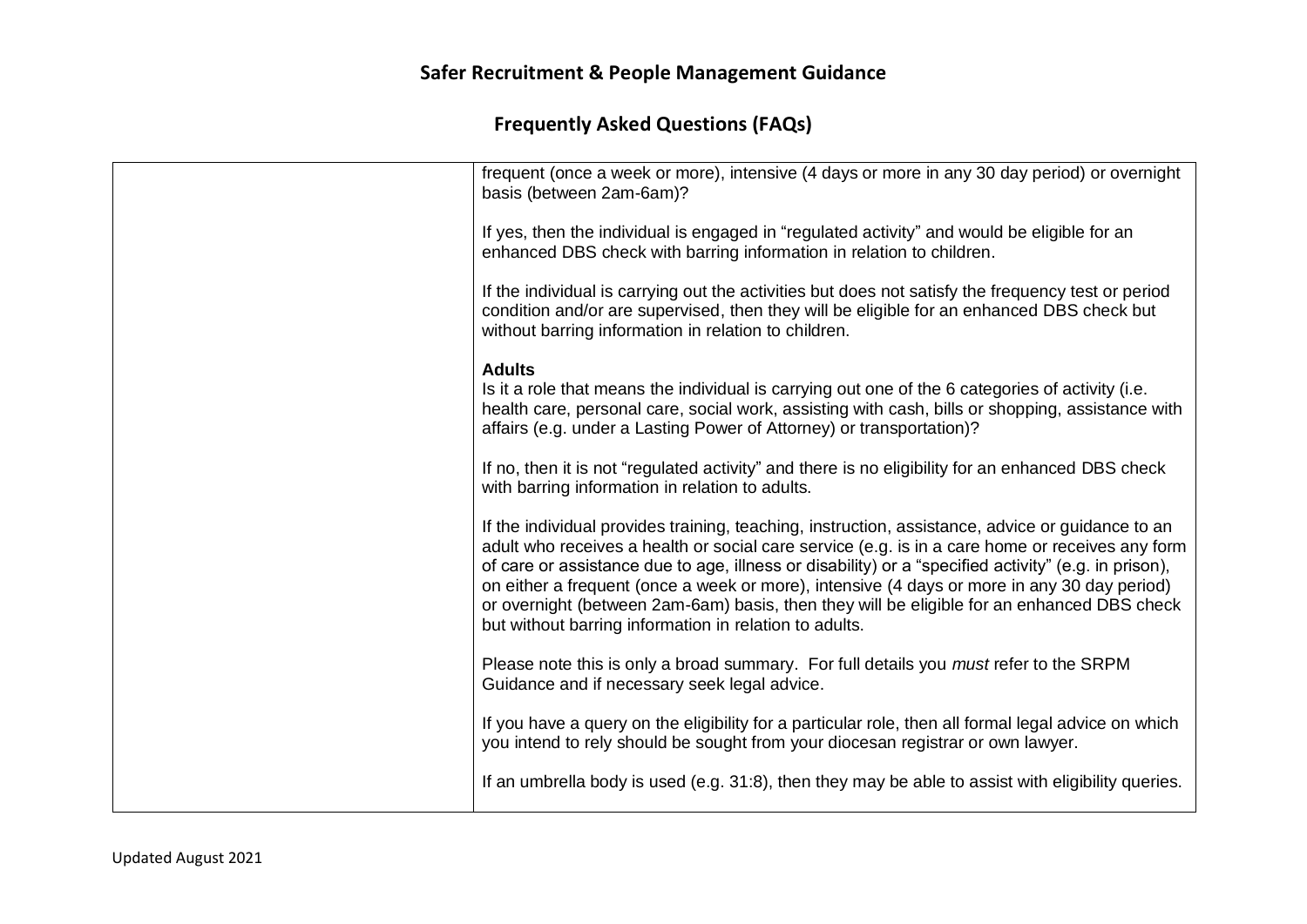| | |
|---|---|
| | frequent (once a week or more), intensive (4 days or more in any 30 day period) or overnight basis (between 2am-6am)?<br><br>If yes, then the individual is engaged in "regulated activity" and would be eligible for an enhanced DBS check with barring information in relation to children.<br><br>If the individual is carrying out the activities but does not satisfy the frequency test or period condition and/or are supervised, then they will be eligible for an enhanced DBS check but without barring information in relation to children.<br><br>**Adults**<br>Is it a role that means the individual is carrying out one of the 6 categories of activity (i.e. health care, personal care, social work, assisting with cash, bills or shopping, assistance with affairs (e.g. under a Lasting Power of Attorney) or transportation)?<br><br>If no, then it is not "regulated activity" and there is no eligibility for an enhanced DBS check with barring information in relation to adults.<br><br>If the individual provides training, teaching, instruction, assistance, advice or guidance to an adult who receives a health or social care service (e.g. is in a care home or receives any form of care or assistance due to age, illness or disability) or a "specified activity" (e.g. in prison), on either a frequent (once a week or more), intensive (4 days or more in any 30 day period) or overnight (between 2am-6am) basis, then they will be eligible for an enhanced DBS check but without barring information in relation to adults.<br><br>Please note this is only a broad summary. For full details you *must* refer to the SRPM Guidance and if necessary seek legal advice.<br><br>If you have a query on the eligibility for a particular role, then all formal legal advice on which you intend to rely should be sought from your diocesan registrar or own lawyer.<br><br>If an umbrella body is used (e.g. 31:8), then they may be able to assist with eligibility queries. |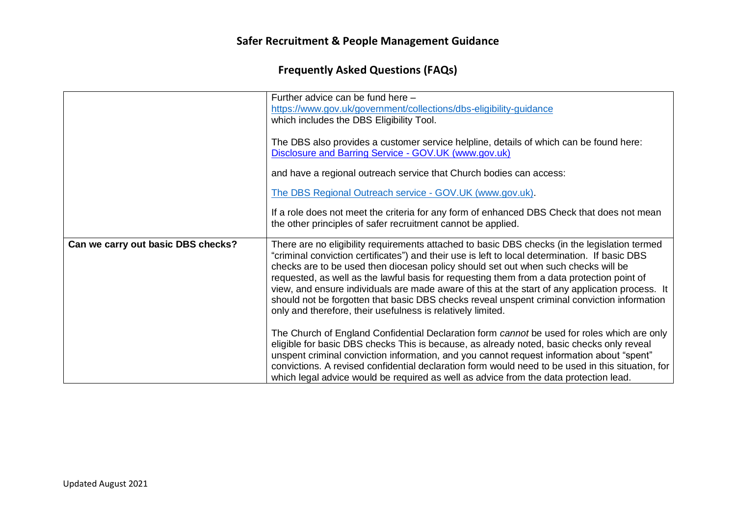# Safer Recruitment & People Management Guidance

## Frequently Asked Questions (FAQs)

| | |
|---|---|
| | Further advice can be fund here – [https://www.gov.uk/government/collections/dbs-eligibility-guidance](https://www.gov.uk/government/collections/dbs-eligibility-guidance) which includes the DBS Eligibility Tool.<br><br>The DBS also provides a customer service helpline, details of which can be found here: [Disclosure and Barring Service - GOV.UK (www.gov.uk)](https://www.gov.uk)<br><br>and have a regional outreach service that Church bodies can access:<br><br>[The DBS Regional Outreach service - GOV.UK (www.gov.uk)](https://www.gov.uk).<br><br>If a role does not meet the criteria for any form of enhanced DBS Check that does not mean the other principles of safer recruitment cannot be applied. |
| **Can we carry out basic DBS checks?** | There are no eligibility requirements attached to basic DBS checks (in the legislation termed "criminal conviction certificates") and their use is left to local determination. If basic DBS checks are to be used then diocesan policy should set out when such checks will be requested, as well as the lawful basis for requesting them from a data protection point of view, and ensure individuals are made aware of this at the start of any application process. It should not be forgotten that basic DBS checks reveal unspent criminal conviction information only and therefore, their usefulness is relatively limited.<br><br>The Church of England Confidential Declaration form *cannot* be used for roles which are only eligible for basic DBS checks This is because, as already noted, basic checks only reveal unspent criminal conviction information, and you cannot request information about "spent" convictions. A revised confidential declaration form would need to be used in this situation, for which legal advice would be required as well as advice from the data protection lead. |

Updated August 2021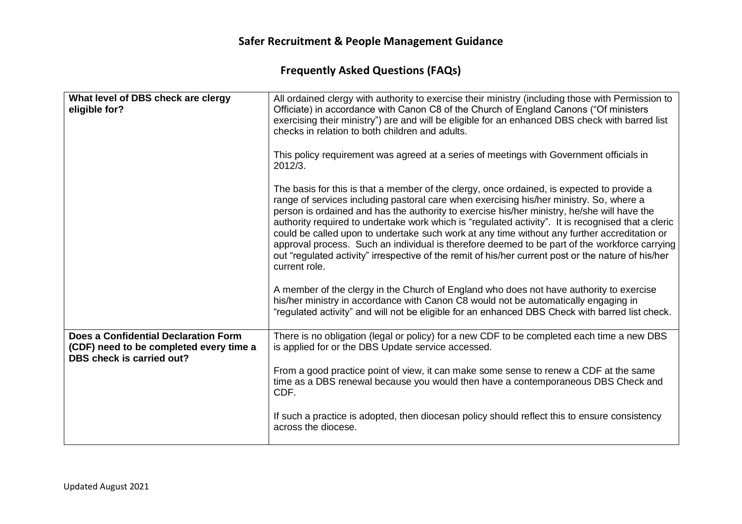# Safer Recruitment & People Management Guidance

## Frequently Asked Questions (FAQs)

| | |
|---|---|
| **What level of DBS check are clergy eligible for?** | All ordained clergy with authority to exercise their ministry (including those with Permission to Officiate) in accordance with Canon C8 of the Church of England Canons ("Of ministers exercising their ministry") are and will be eligible for an enhanced DBS check with barred list checks in relation to both children and adults.<br><br>This policy requirement was agreed at a series of meetings with Government officials in 2012/3.<br><br>The basis for this is that a member of the clergy, once ordained, is expected to provide a range of services including pastoral care when exercising his/her ministry. So, where a person is ordained and has the authority to exercise his/her ministry, he/she will have the authority required to undertake work which is "regulated activity". It is recognised that a cleric could be called upon to undertake such work at any time without any further accreditation or approval process. Such an individual is therefore deemed to be part of the workforce carrying out "regulated activity" irrespective of the remit of his/her current post or the nature of his/her current role.<br><br>A member of the clergy in the Church of England who does not have authority to exercise his/her ministry in accordance with Canon C8 would not be automatically engaging in "regulated activity" and will not be eligible for an enhanced DBS Check with barred list check. |
| **Does a Confidential Declaration Form (CDF) need to be completed every time a DBS check is carried out?** | There is no obligation (legal or policy) for a new CDF to be completed each time a new DBS is applied for or the DBS Update service accessed.<br><br>From a good practice point of view, it can make some sense to renew a CDF at the same time as a DBS renewal because you would then have a contemporaneous DBS Check and CDF.<br><br>If such a practice is adopted, then diocesan policy should reflect this to ensure consistency across the diocese. |

Updated August 2021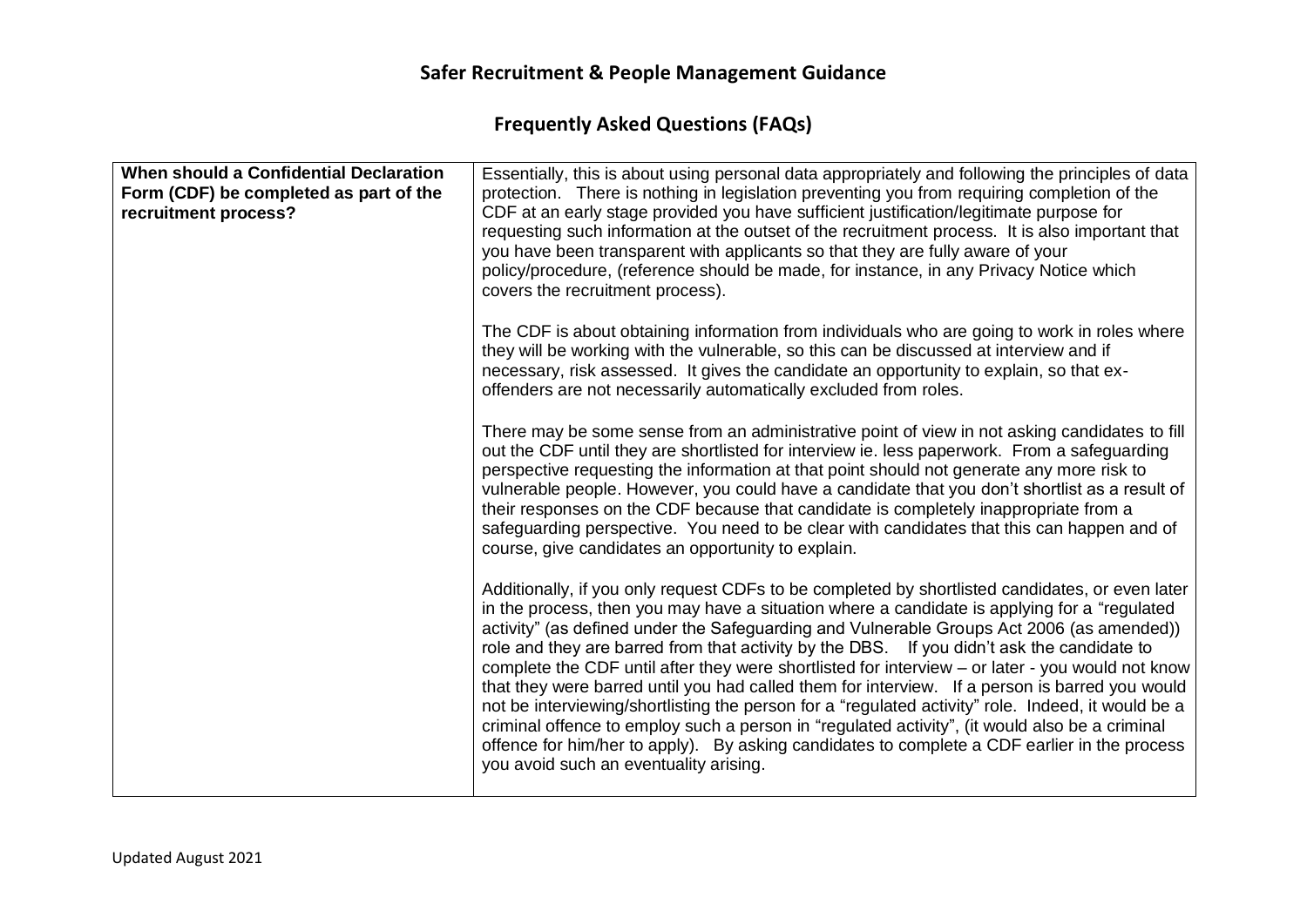# Safer Recruitment & People Management Guidance

## Frequently Asked Questions (FAQs)

| **When should a Confidential Declaration Form (CDF) be completed as part of the recruitment process?** | Essentially, this is about using personal data appropriately and following the principles of data protection. There is nothing in legislation preventing you from requiring completion of the CDF at an early stage provided you have sufficient justification/legitimate purpose for requesting such information at the outset of the recruitment process. It is also important that you have been transparent with applicants so that they are fully aware of your policy/procedure, (reference should be made, for instance, in any Privacy Notice which covers the recruitment process).<br><br>The CDF is about obtaining information from individuals who are going to work in roles where they will be working with the vulnerable, so this can be discussed at interview and if necessary, risk assessed. It gives the candidate an opportunity to explain, so that ex-offenders are not necessarily automatically excluded from roles.<br><br>There may be some sense from an administrative point of view in not asking candidates to fill out the CDF until they are shortlisted for interview ie. less paperwork. From a safeguarding perspective requesting the information at that point should not generate any more risk to vulnerable people. However, you could have a candidate that you don't shortlist as a result of their responses on the CDF because that candidate is completely inappropriate from a safeguarding perspective. You need to be clear with candidates that this can happen and of course, give candidates an opportunity to explain.<br><br>Additionally, if you only request CDFs to be completed by shortlisted candidates, or even later in the process, then you may have a situation where a candidate is applying for a "regulated activity" (as defined under the Safeguarding and Vulnerable Groups Act 2006 (as amended)) role and they are barred from that activity by the DBS. If you didn't ask the candidate to complete the CDF until after they were shortlisted for interview – or later - you would not know that they were barred until you had called them for interview. If a person is barred you would not be interviewing/shortlisting the person for a "regulated activity" role. Indeed, it would be a criminal offence to employ such a person in "regulated activity", (it would also be a criminal offence for him/her to apply). By asking candidates to complete a CDF earlier in the process you avoid such an eventuality arising. |
| --- | --- |

Updated August 2021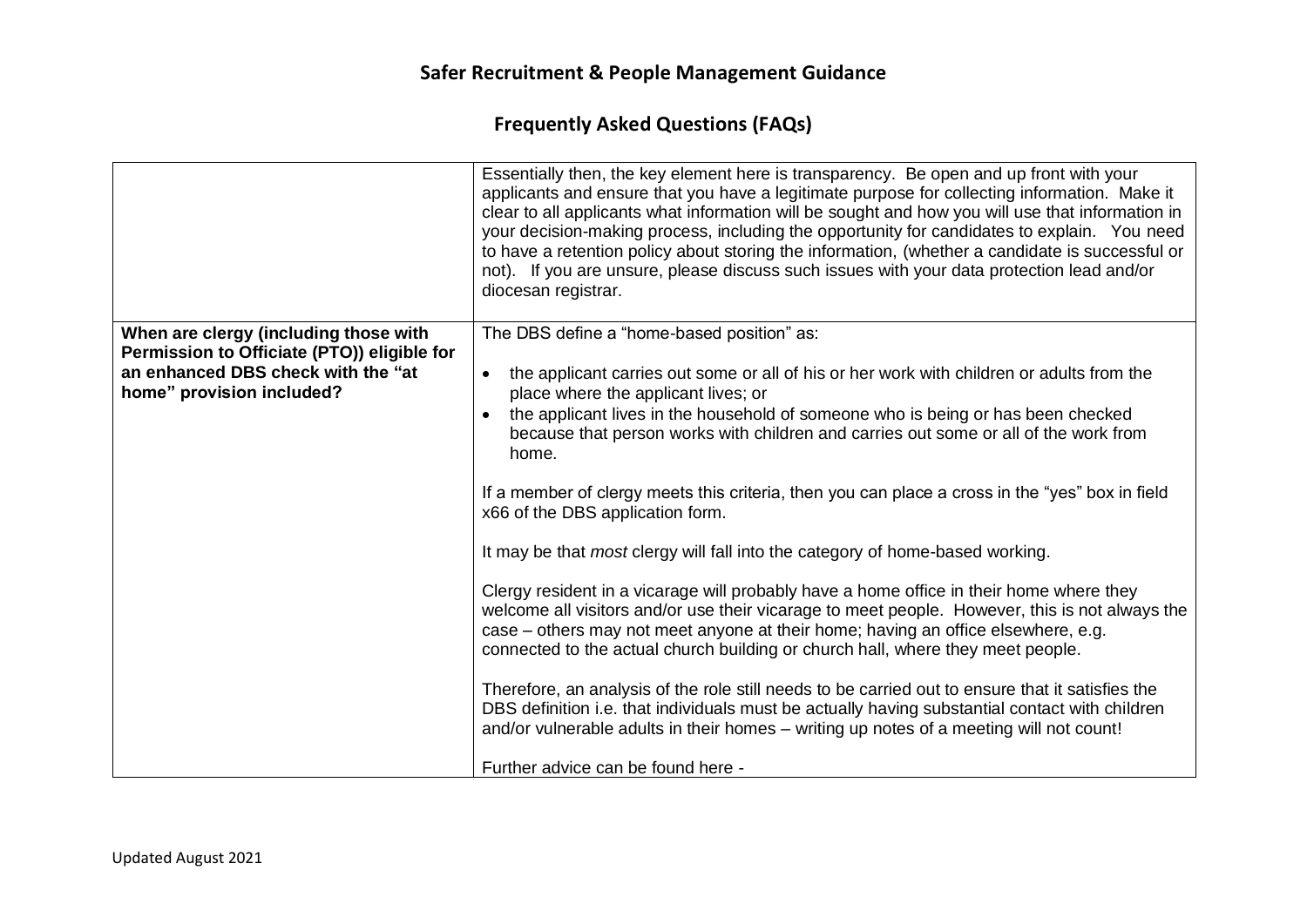## Safer Recruitment & People Management Guidance

## Frequently Asked Questions (FAQs)

| | |
|---|---|
| | Essentially then, the key element here is transparency. Be open and up front with your applicants and ensure that you have a legitimate purpose for collecting information. Make it clear to all applicants what information will be sought and how you will use that information in your decision-making process, including the opportunity for candidates to explain. You need to have a retention policy about storing the information, (whether a candidate is successful or not). If you are unsure, please discuss such issues with your data protection lead and/or diocesan registrar. |
| **When are clergy (including those with Permission to Officiate (PTO)) eligible for an enhanced DBS check with the "at home" provision included?** | The DBS define a "home-based position" as:<br><br>• the applicant carries out some or all of his or her work with children or adults from the place where the applicant lives; or<br>• the applicant lives in the household of someone who is being or has been checked because that person works with children and carries out some or all of the work from home.<br><br>If a member of clergy meets this criteria, then you can place a cross in the "yes" box in field x66 of the DBS application form.<br><br>It may be that *most* clergy will fall into the category of home-based working.<br><br>Clergy resident in a vicarage will probably have a home office in their home where they welcome all visitors and/or use their vicarage to meet people. However, this is not always the case – others may not meet anyone at their home; having an office elsewhere, e.g. connected to the actual church building or church hall, where they meet people.<br><br>Therefore, an analysis of the role still needs to be carried out to ensure that it satisfies the DBS definition i.e. that individuals must be actually having substantial contact with children and/or vulnerable adults in their homes – writing up notes of a meeting will not count!<br><br>Further advice can be found here - |

Updated August 2021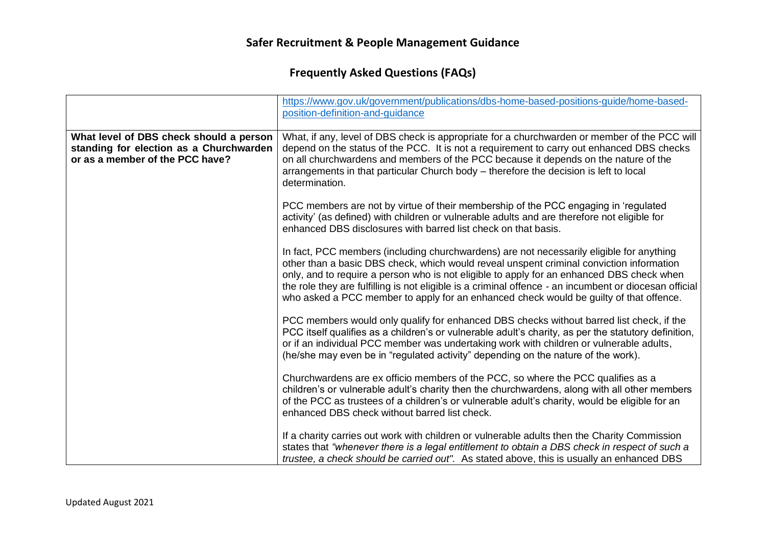# Safer Recruitment & People Management Guidance

## Frequently Asked Questions (FAQs)

| | |
|---|---|
| | https://www.gov.uk/government/publications/dbs-home-based-positions-guide/home-based-position-definition-and-guidance |
| **What level of DBS check should a person standing for election as a Churchwarden or as a member of the PCC have?** | What, if any, level of DBS check is appropriate for a churchwarden or member of the PCC will depend on the status of the PCC. It is not a requirement to carry out enhanced DBS checks on all churchwardens and members of the PCC because it depends on the nature of the arrangements in that particular Church body – therefore the decision is left to local determination.<br><br>PCC members are not by virtue of their membership of the PCC engaging in 'regulated activity' (as defined) with children or vulnerable adults and are therefore not eligible for enhanced DBS disclosures with barred list check on that basis.<br><br>In fact, PCC members (including churchwardens) are not necessarily eligible for anything other than a basic DBS check, which would reveal unspent criminal conviction information only, and to require a person who is not eligible to apply for an enhanced DBS check when the role they are fulfilling is not eligible is a criminal offence - an incumbent or diocesan official who asked a PCC member to apply for an enhanced check would be guilty of that offence.<br><br>PCC members would only qualify for enhanced DBS checks without barred list check, if the PCC itself qualifies as a children's or vulnerable adult's charity, as per the statutory definition, or if an individual PCC member was undertaking work with children or vulnerable adults, (he/she may even be in "regulated activity" depending on the nature of the work).<br><br>Churchwardens are ex officio members of the PCC, so where the PCC qualifies as a children's or vulnerable adult's charity then the churchwardens, along with all other members of the PCC as trustees of a children's or vulnerable adult's charity, would be eligible for an enhanced DBS check without barred list check.<br><br>If a charity carries out work with children or vulnerable adults then the Charity Commission states that *"whenever there is a legal entitlement to obtain a DBS check in respect of such a trustee, a check should be carried out".* As stated above, this is usually an enhanced DBS |

Updated August 2021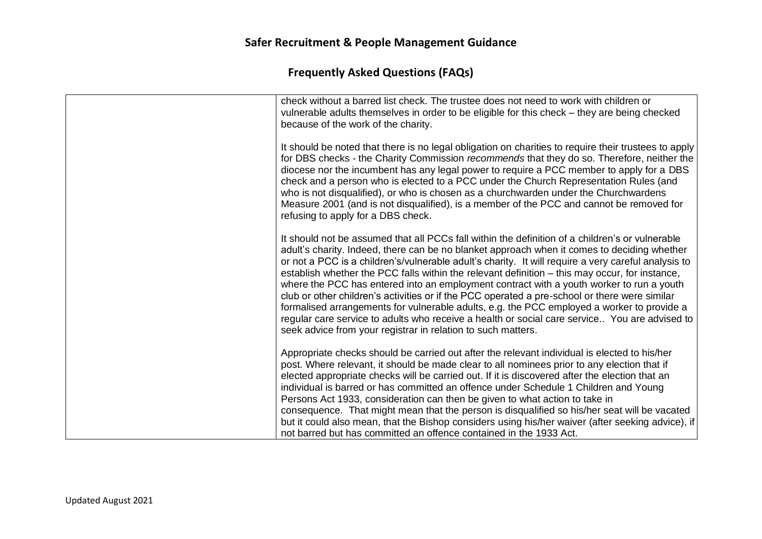| | |
|---|---|
| | check without a barred list check. The trustee does not need to work with children or vulnerable adults themselves in order to be eligible for this check – they are being checked because of the work of the charity.<br><br>It should be noted that there is no legal obligation on charities to require their trustees to apply for DBS checks - the Charity Commission *recommends* that they do so. Therefore, neither the diocese nor the incumbent has any legal power to require a PCC member to apply for a DBS check and a person who is elected to a PCC under the Church Representation Rules (and who is not disqualified), or who is chosen as a churchwarden under the Churchwardens Measure 2001 (and is not disqualified), is a member of the PCC and cannot be removed for refusing to apply for a DBS check.<br><br>It should not be assumed that all PCCs fall within the definition of a children's or vulnerable adult's charity. Indeed, there can be no blanket approach when it comes to deciding whether or not a PCC is a children's/vulnerable adult's charity. It will require a very careful analysis to establish whether the PCC falls within the relevant definition – this may occur, for instance, where the PCC has entered into an employment contract with a youth worker to run a youth club or other children's activities or if the PCC operated a pre-school or there were similar formalised arrangements for vulnerable adults, e.g. the PCC employed a worker to provide a regular care service to adults who receive a health or social care service.. You are advised to seek advice from your registrar in relation to such matters.<br><br>Appropriate checks should be carried out after the relevant individual is elected to his/her post. Where relevant, it should be made clear to all nominees prior to any election that if elected appropriate checks will be carried out. If it is discovered after the election that an individual is barred or has committed an offence under Schedule 1 Children and Young Persons Act 1933, consideration can then be given to what action to take in consequence. That might mean that the person is disqualified so his/her seat will be vacated but it could also mean, that the Bishop considers using his/her waiver (after seeking advice), if not barred but has committed an offence contained in the 1933 Act. |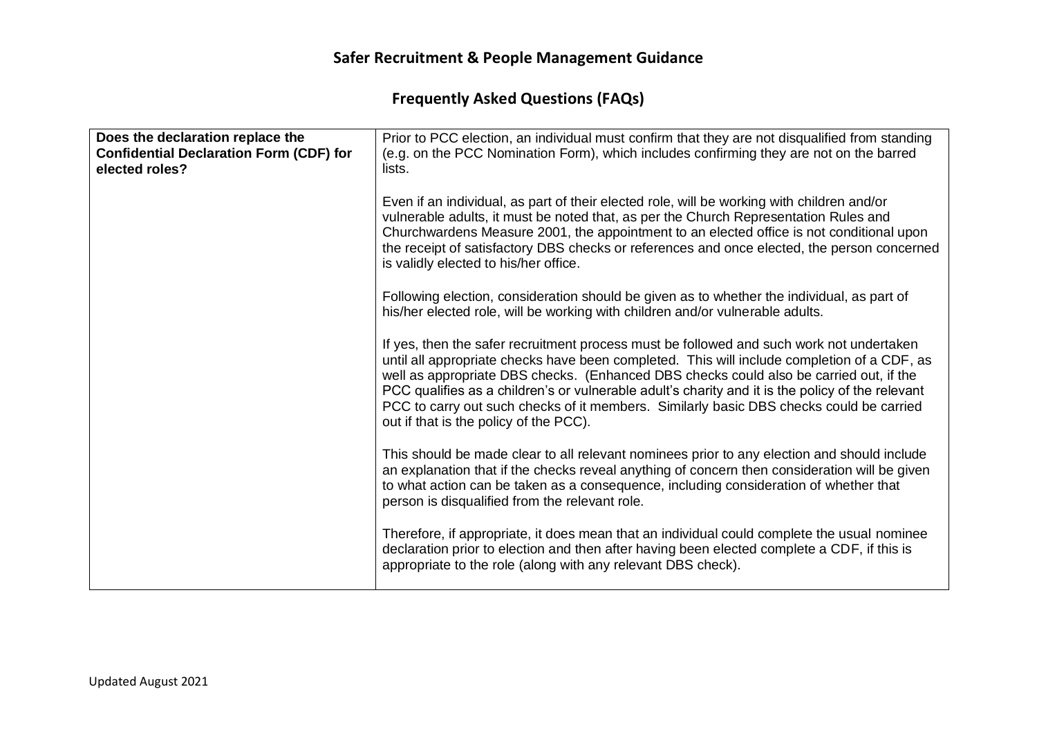## Safer Recruitment & People Management Guidance

## Frequently Asked Questions (FAQs)

| **Does the declaration replace the Confidential Declaration Form (CDF) for elected roles?** | Prior to PCC election, an individual must confirm that they are not disqualified from standing (e.g. on the PCC Nomination Form), which includes confirming they are not on the barred lists.<br><br>Even if an individual, as part of their elected role, will be working with children and/or vulnerable adults, it must be noted that, as per the Church Representation Rules and Churchwardens Measure 2001, the appointment to an elected office is not conditional upon the receipt of satisfactory DBS checks or references and once elected, the person concerned is validly elected to his/her office.<br><br>Following election, consideration should be given as to whether the individual, as part of his/her elected role, will be working with children and/or vulnerable adults.<br><br>If yes, then the safer recruitment process must be followed and such work not undertaken until all appropriate checks have been completed. This will include completion of a CDF, as well as appropriate DBS checks. (Enhanced DBS checks could also be carried out, if the PCC qualifies as a children's or vulnerable adult's charity and it is the policy of the relevant PCC to carry out such checks of it members. Similarly basic DBS checks could be carried out if that is the policy of the PCC).<br><br>This should be made clear to all relevant nominees prior to any election and should include an explanation that if the checks reveal anything of concern then consideration will be given to what action can be taken as a consequence, including consideration of whether that person is disqualified from the relevant role.<br><br>Therefore, if appropriate, it does mean that an individual could complete the usual nominee declaration prior to election and then after having been elected complete a CDF, if this is appropriate to the role (along with any relevant DBS check). |
|---|---|

Updated August 2021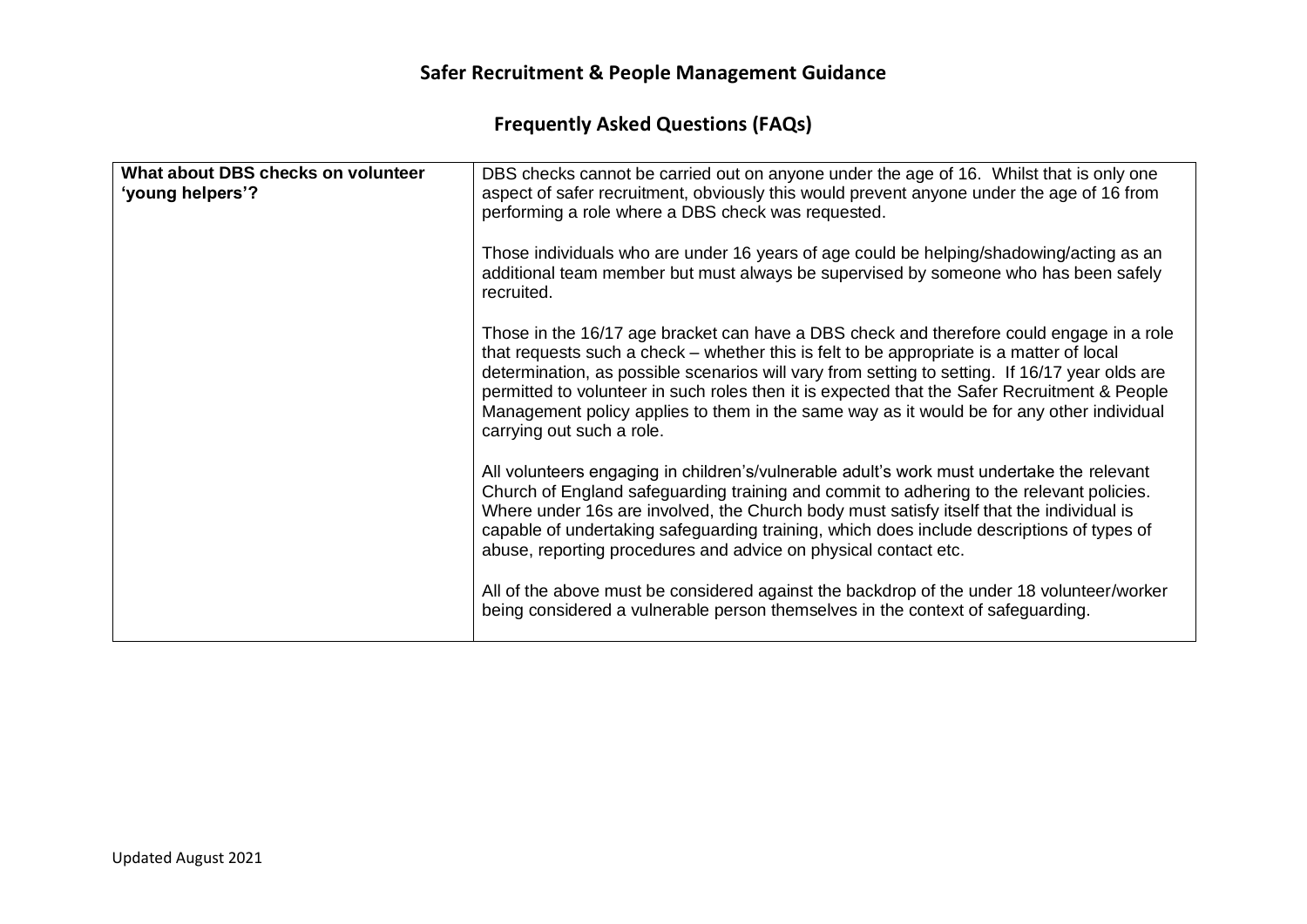# Safer Recruitment & People Management Guidance

## Frequently Asked Questions (FAQs)

| | |
|---|---|
| **What about DBS checks on volunteer 'young helpers'?** | DBS checks cannot be carried out on anyone under the age of 16. Whilst that is only one aspect of safer recruitment, obviously this would prevent anyone under the age of 16 from performing a role where a DBS check was requested.<br><br>Those individuals who are under 16 years of age could be helping/shadowing/acting as an additional team member but must always be supervised by someone who has been safely recruited.<br><br>Those in the 16/17 age bracket can have a DBS check and therefore could engage in a role that requests such a check – whether this is felt to be appropriate is a matter of local determination, as possible scenarios will vary from setting to setting. If 16/17 year olds are permitted to volunteer in such roles then it is expected that the Safer Recruitment & People Management policy applies to them in the same way as it would be for any other individual carrying out such a role.<br><br>All volunteers engaging in children's/vulnerable adult's work must undertake the relevant Church of England safeguarding training and commit to adhering to the relevant policies. Where under 16s are involved, the Church body must satisfy itself that the individual is capable of undertaking safeguarding training, which does include descriptions of types of abuse, reporting procedures and advice on physical contact etc.<br><br>All of the above must be considered against the backdrop of the under 18 volunteer/worker being considered a vulnerable person themselves in the context of safeguarding. |

Updated August 2021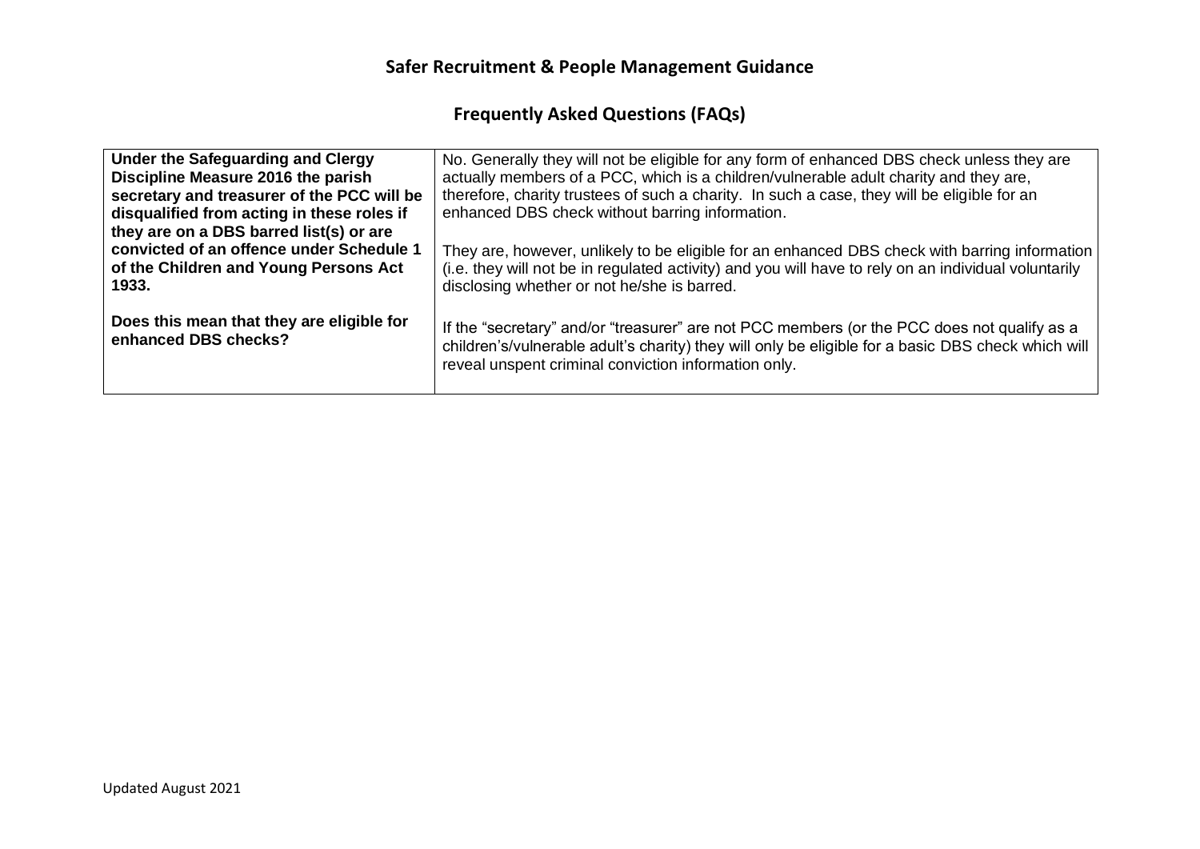## Safer Recruitment & People Management Guidance

## Frequently Asked Questions (FAQs)

| | |
|---|---|
| **Under the Safeguarding and Clergy Discipline Measure 2016 the parish secretary and treasurer of the PCC will be disqualified from acting in these roles if they are on a DBS barred list(s) or are convicted of an offence under Schedule 1 of the Children and Young Persons Act 1933.**<br><br>**Does this mean that they are eligible for enhanced DBS checks?** | No. Generally they will not be eligible for any form of enhanced DBS check unless they are actually members of a PCC, which is a children/vulnerable adult charity and they are, therefore, charity trustees of such a charity. In such a case, they will be eligible for an enhanced DBS check without barring information.<br><br>They are, however, unlikely to be eligible for an enhanced DBS check with barring information (i.e. they will not be in regulated activity) and you will have to rely on an individual voluntarily disclosing whether or not he/she is barred.<br><br>If the "secretary" and/or "treasurer" are not PCC members (or the PCC does not qualify as a children's/vulnerable adult's charity) they will only be eligible for a basic DBS check which will reveal unspent criminal conviction information only. |

Updated August 2021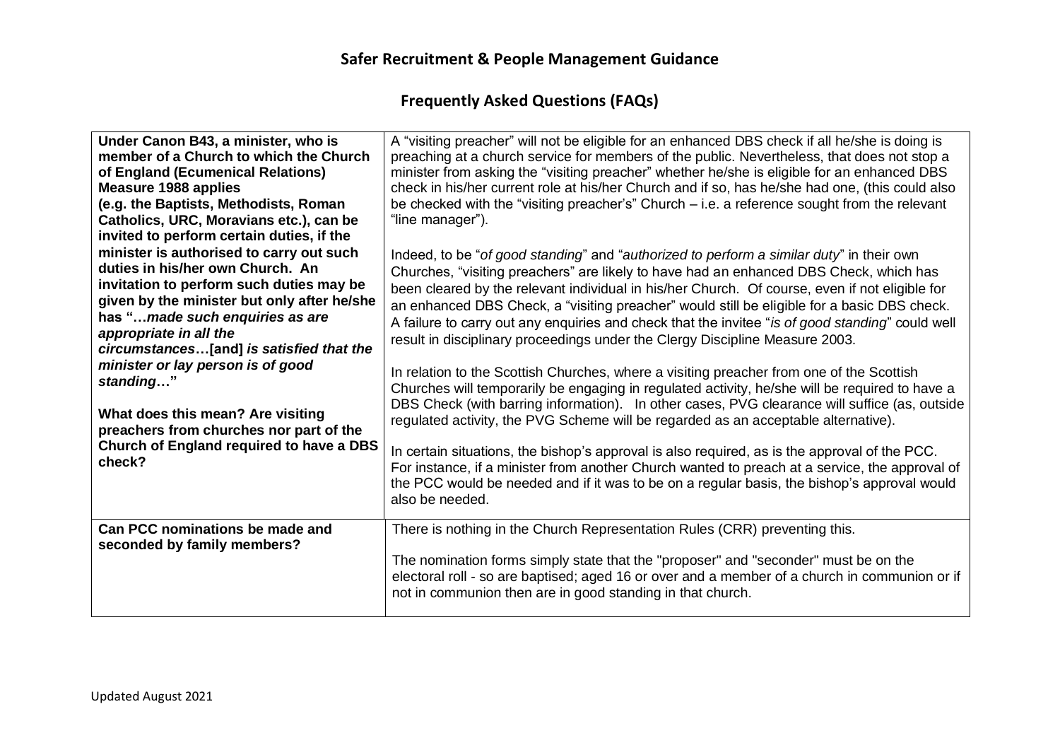## Safer Recruitment & People Management Guidance

## Frequently Asked Questions (FAQs)

| | |
|---|---|
| **Under Canon B43, a minister, who is member of a Church to which the Church of England (Ecumenical Relations) Measure 1988 applies (e.g. the Baptists, Methodists, Roman Catholics, URC, Moravians etc.), can be invited to perform certain duties, if the minister is authorised to carry out such duties in his/her own Church. An invitation to perform such duties may be given by the minister but only after he/she has "…*made such enquiries as are appropriate in all the circumstances*…[and] *is satisfied that the minister or lay person is of good standing*…"**<br><br>**What does this mean? Are visiting preachers from churches nor part of the Church of England required to have a DBS check?** | A "visiting preacher" will not be eligible for an enhanced DBS check if all he/she is doing is preaching at a church service for members of the public. Nevertheless, that does not stop a minister from asking the "visiting preacher" whether he/she is eligible for an enhanced DBS check in his/her current role at his/her Church and if so, has he/she had one, (this could also be checked with the "visiting preacher's" Church – i.e. a reference sought from the relevant "line manager").<br><br>Indeed, to be "*of good standing*" and "*authorized to perform a similar duty*" in their own Churches, "visiting preachers" are likely to have had an enhanced DBS Check, which has been cleared by the relevant individual in his/her Church. Of course, even if not eligible for an enhanced DBS Check, a "visiting preacher" would still be eligible for a basic DBS check. A failure to carry out any enquiries and check that the invitee "*is of good standing*" could well result in disciplinary proceedings under the Clergy Discipline Measure 2003.<br><br>In relation to the Scottish Churches, where a visiting preacher from one of the Scottish Churches will temporarily be engaging in regulated activity, he/she will be required to have a DBS Check (with barring information). In other cases, PVG clearance will suffice (as, outside regulated activity, the PVG Scheme will be regarded as an acceptable alternative).<br><br>In certain situations, the bishop's approval is also required, as is the approval of the PCC. For instance, if a minister from another Church wanted to preach at a service, the approval of the PCC would be needed and if it was to be on a regular basis, the bishop's approval would also be needed. |
| **Can PCC nominations be made and seconded by family members?** | There is nothing in the Church Representation Rules (CRR) preventing this.<br><br>The nomination forms simply state that the "proposer" and "seconder" must be on the electoral roll - so are baptised; aged 16 or over and a member of a church in communion or if not in communion then are in good standing in that church. |

Updated August 2021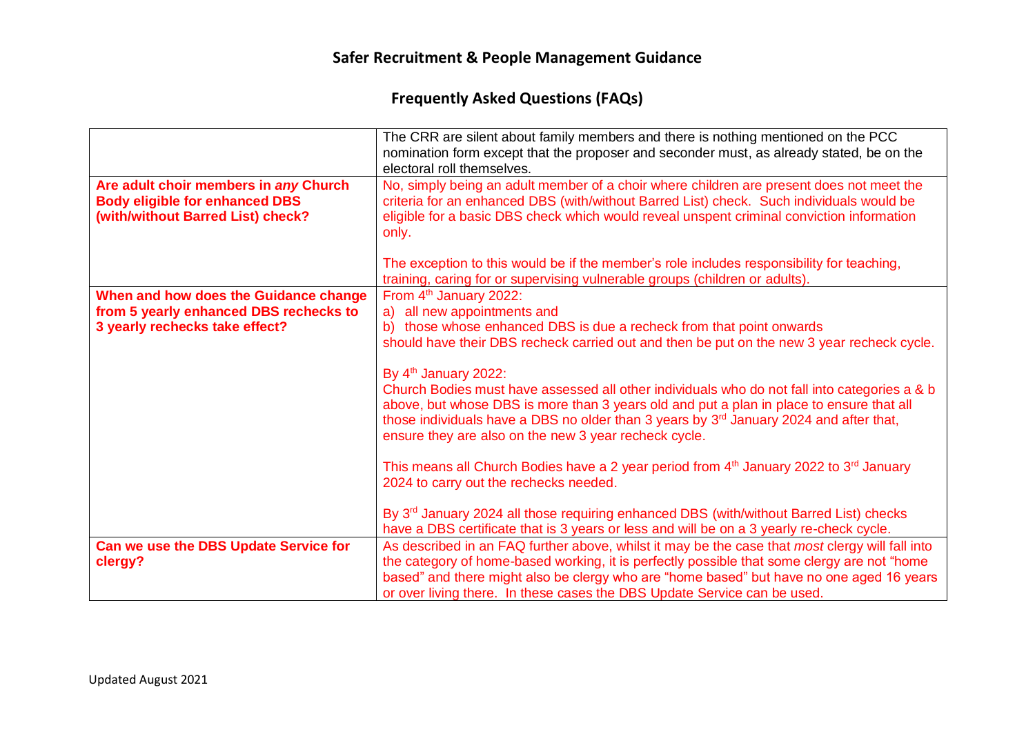## Safer Recruitment & People Management Guidance

## Frequently Asked Questions (FAQs)

| | |
|---|---|
| | The CRR are silent about family members and there is nothing mentioned on the PCC nomination form except that the proposer and seconder must, as already stated, be on the electoral roll themselves. |
| **Are adult choir members in *any* Church Body eligible for enhanced DBS (with/without Barred List) check?** | No, simply being an adult member of a choir where children are present does not meet the criteria for an enhanced DBS (with/without Barred List) check. Such individuals would be eligible for a basic DBS check which would reveal unspent criminal conviction information only.<br><br>The exception to this would be if the member's role includes responsibility for teaching, training, caring for or supervising vulnerable groups (children or adults). |
| **When and how does the Guidance change from 5 yearly enhanced DBS rechecks to 3 yearly rechecks take effect?** | From 4th January 2022:<br>a) all new appointments and<br>b) those whose enhanced DBS is due a recheck from that point onwards<br>should have their DBS recheck carried out and then be put on the new 3 year recheck cycle.<br><br>By 4th January 2022:<br>Church Bodies must have assessed all other individuals who do not fall into categories a & b above, but whose DBS is more than 3 years old and put a plan in place to ensure that all those individuals have a DBS no older than 3 years by 3rd January 2024 and after that, ensure they are also on the new 3 year recheck cycle.<br><br>This means all Church Bodies have a 2 year period from 4th January 2022 to 3rd January 2024 to carry out the rechecks needed.<br><br>By 3rd January 2024 all those requiring enhanced DBS (with/without Barred List) checks have a DBS certificate that is 3 years or less and will be on a 3 yearly re-check cycle. |
| **Can we use the DBS Update Service for clergy?** | As described in an FAQ further above, whilst it may be the case that *most* clergy will fall into the category of home-based working, it is perfectly possible that some clergy are not "home based" and there might also be clergy who are "home based" but have no one aged 16 years or over living there. In these cases the DBS Update Service can be used. |

Updated August 2021